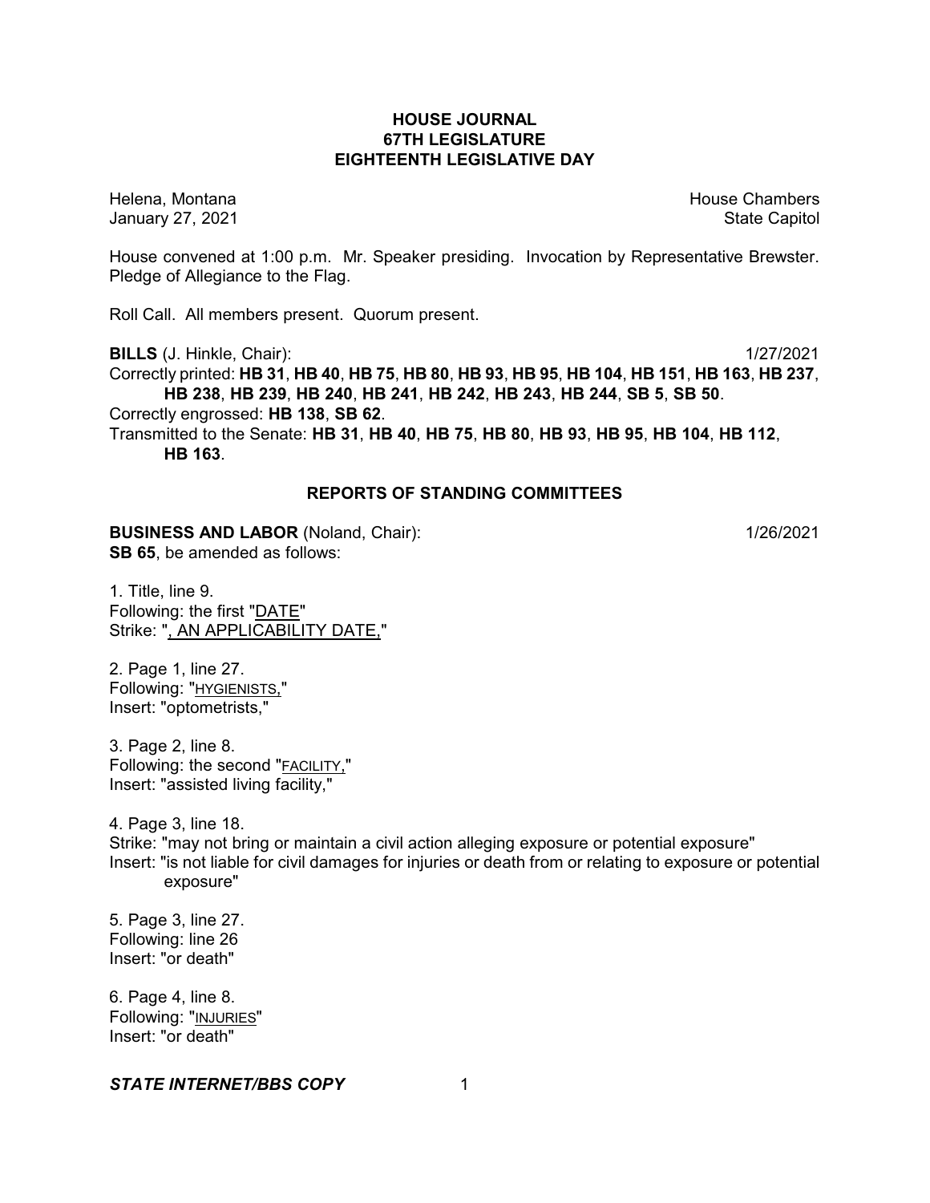# HOUSE JOURNAL
## 67TH LEGISLATURE
## EIGHTEENTH LEGISLATIVE DAY

Helena, Montana House Chambers
January 27, 2021 State Capitol

House convened at 1:00 p.m. Mr. Speaker presiding. Invocation by Representative Brewster. Pledge of Allegiance to the Flag.

Roll Call. All members present. Quorum present.

**BILLS** (J. Hinkle, Chair): 1/27/2021

Correctly printed: **HB 31**, **HB 40**, **HB 75**, **HB 80**, **HB 93**, **HB 95**, **HB 104**, **HB 151**, **HB 163**, **HB 237**, **HB 238**, **HB 239**, **HB 240**, **HB 241**, **HB 242**, **HB 243**, **HB 244**, **SB 5**, **SB 50**.

Correctly engrossed: **HB 138**, **SB 62**.

Transmitted to the Senate: **HB 31**, **HB 40**, **HB 75**, **HB 80**, **HB 93**, **HB 95**, **HB 104**, **HB 112**, **HB 163**.

## REPORTS OF STANDING COMMITTEES

**BUSINESS AND LABOR** (Noland, Chair): 1/26/2021

**SB 65**, be amended as follows:

1. Title, line 9.
Following: the first "DATE"
Strike: ", AN APPLICABILITY DATE,"

2. Page 1, line 27.
Following: "HYGIENISTS,"
Insert: "optometrists,"

3. Page 2, line 8.
Following: the second "FACILITY,"
Insert: "assisted living facility,"

4. Page 3, line 18.
Strike: "may not bring or maintain a civil action alleging exposure or potential exposure"
Insert: "is not liable for civil damages for injuries or death from or relating to exposure or potential exposure"

5. Page 3, line 27.
Following: line 26
Insert: "or death"

6. Page 4, line 8.
Following: "INJURIES"
Insert: "or death"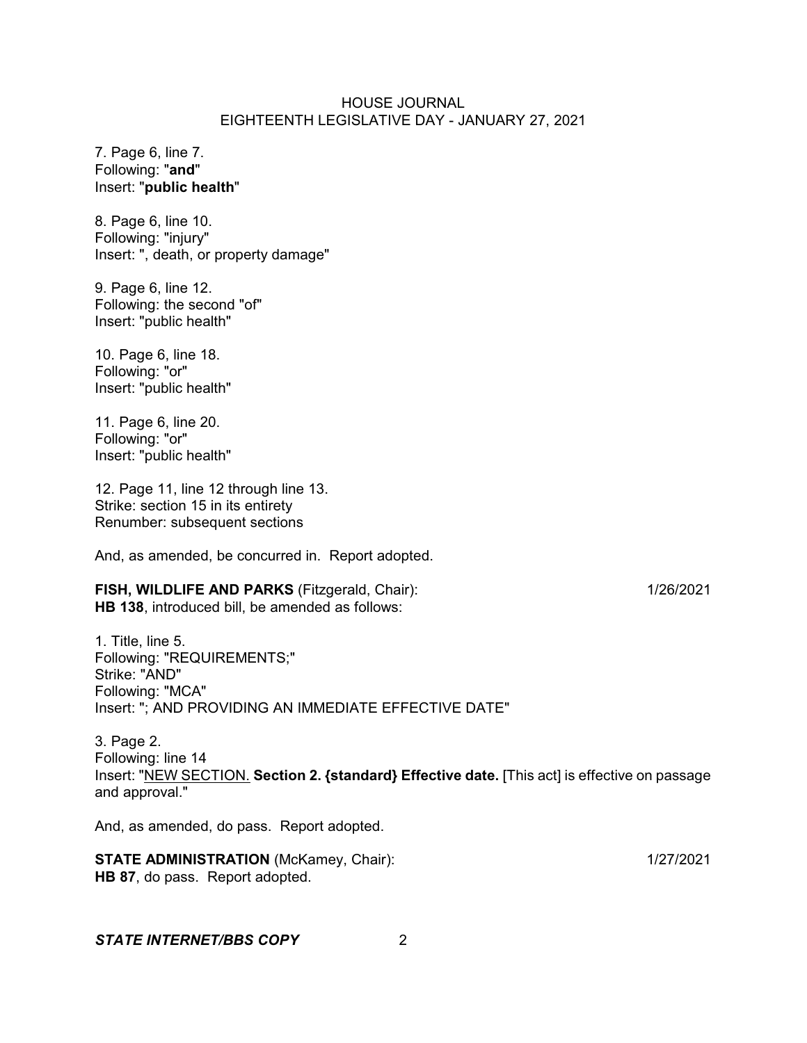7. Page 6, line 7.
Following: "**and**"
Insert: "**public health**"

8. Page 6, line 10.
Following: "injury"
Insert: ", death, or property damage"

9. Page 6, line 12.
Following: the second "of"
Insert: "public health"

10. Page 6, line 18.
Following: "or"
Insert: "public health"

11. Page 6, line 20.
Following: "or"
Insert: "public health"

12. Page 11, line 12 through line 13.
Strike: section 15 in its entirety
Renumber: subsequent sections

And, as amended, be concurred in. Report adopted.

**FISH, WILDLIFE AND PARKS** (Fitzgerald, Chair): 1/26/2021
**HB 138**, introduced bill, be amended as follows:

1. Title, line 5.
Following: "REQUIREMENTS;"
Strike: "AND"
Following: "MCA"
Insert: "; AND PROVIDING AN IMMEDIATE EFFECTIVE DATE"

3. Page 2.
Following: line 14
Insert: "<u>NEW SECTION.</u> **Section 2. {standard} Effective date.** [This act] is effective on passage and approval."

And, as amended, do pass. Report adopted.

**STATE ADMINISTRATION** (McKamey, Chair): 1/27/2021
**HB 87**, do pass. Report adopted.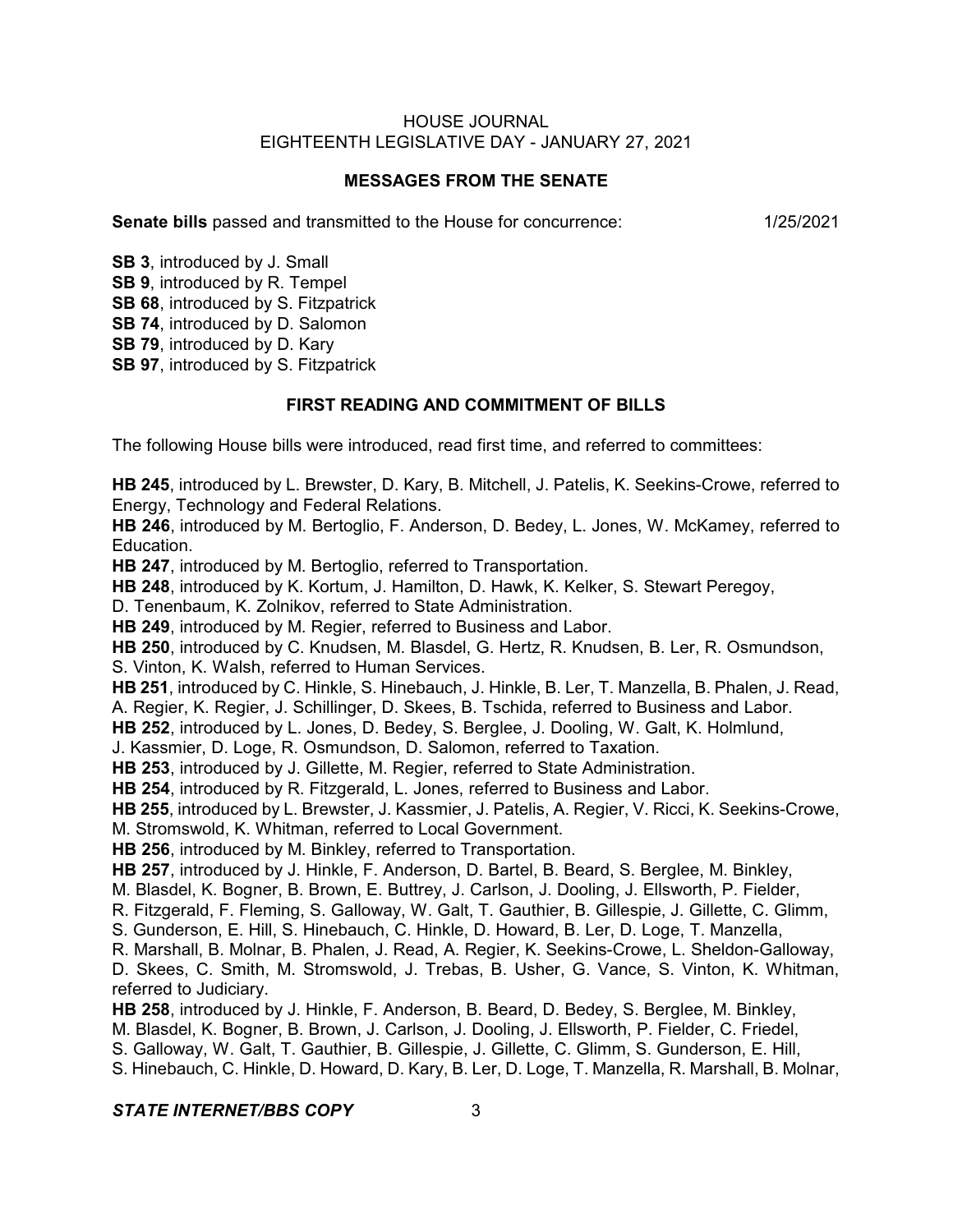## MESSAGES FROM THE SENATE

**Senate bills** passed and transmitted to the House for concurrence: 1/25/2021

**SB 3**, introduced by J. Small
**SB 9**, introduced by R. Tempel
**SB 68**, introduced by S. Fitzpatrick
**SB 74**, introduced by D. Salomon
**SB 79**, introduced by D. Kary
**SB 97**, introduced by S. Fitzpatrick

## FIRST READING AND COMMITMENT OF BILLS

The following House bills were introduced, read first time, and referred to committees:

**HB 245**, introduced by L. Brewster, D. Kary, B. Mitchell, J. Patelis, K. Seekins-Crowe, referred to Energy, Technology and Federal Relations.
**HB 246**, introduced by M. Bertoglio, F. Anderson, D. Bedey, L. Jones, W. McKamey, referred to Education.
**HB 247**, introduced by M. Bertoglio, referred to Transportation.
**HB 248**, introduced by K. Kortum, J. Hamilton, D. Hawk, K. Kelker, S. Stewart Peregoy, D. Tenenbaum, K. Zolnikov, referred to State Administration.
**HB 249**, introduced by M. Regier, referred to Business and Labor.
**HB 250**, introduced by C. Knudsen, M. Blasdel, G. Hertz, R. Knudsen, B. Ler, R. Osmundson, S. Vinton, K. Walsh, referred to Human Services.
**HB 251**, introduced by C. Hinkle, S. Hinebauch, J. Hinkle, B. Ler, T. Manzella, B. Phalen, J. Read, A. Regier, K. Regier, J. Schillinger, D. Skees, B. Tschida, referred to Business and Labor.
**HB 252**, introduced by L. Jones, D. Bedey, S. Berglee, J. Dooling, W. Galt, K. Holmlund, J. Kassmier, D. Loge, R. Osmundson, D. Salomon, referred to Taxation.
**HB 253**, introduced by J. Gillette, M. Regier, referred to State Administration.
**HB 254**, introduced by R. Fitzgerald, L. Jones, referred to Business and Labor.
**HB 255**, introduced by L. Brewster, J. Kassmier, J. Patelis, A. Regier, V. Ricci, K. Seekins-Crowe, M. Stromswold, K. Whitman, referred to Local Government.
**HB 256**, introduced by M. Binkley, referred to Transportation.
**HB 257**, introduced by J. Hinkle, F. Anderson, D. Bartel, B. Beard, S. Berglee, M. Binkley, M. Blasdel, K. Bogner, B. Brown, E. Buttrey, J. Carlson, J. Dooling, J. Ellsworth, P. Fielder, R. Fitzgerald, F. Fleming, S. Galloway, W. Galt, T. Gauthier, B. Gillespie, J. Gillette, C. Glimm, S. Gunderson, E. Hill, S. Hinebauch, C. Hinkle, D. Howard, B. Ler, D. Loge, T. Manzella, R. Marshall, B. Molnar, B. Phalen, J. Read, A. Regier, K. Seekins-Crowe, L. Sheldon-Galloway, D. Skees, C. Smith, M. Stromswold, J. Trebas, B. Usher, G. Vance, S. Vinton, K. Whitman, referred to Judiciary.
**HB 258**, introduced by J. Hinkle, F. Anderson, B. Beard, D. Bedey, S. Berglee, M. Binkley, M. Blasdel, K. Bogner, B. Brown, J. Carlson, J. Dooling, J. Ellsworth, P. Fielder, C. Friedel, S. Galloway, W. Galt, T. Gauthier, B. Gillespie, J. Gillette, C. Glimm, S. Gunderson, E. Hill, S. Hinebauch, C. Hinkle, D. Howard, D. Kary, B. Ler, D. Loge, T. Manzella, R. Marshall, B. Molnar,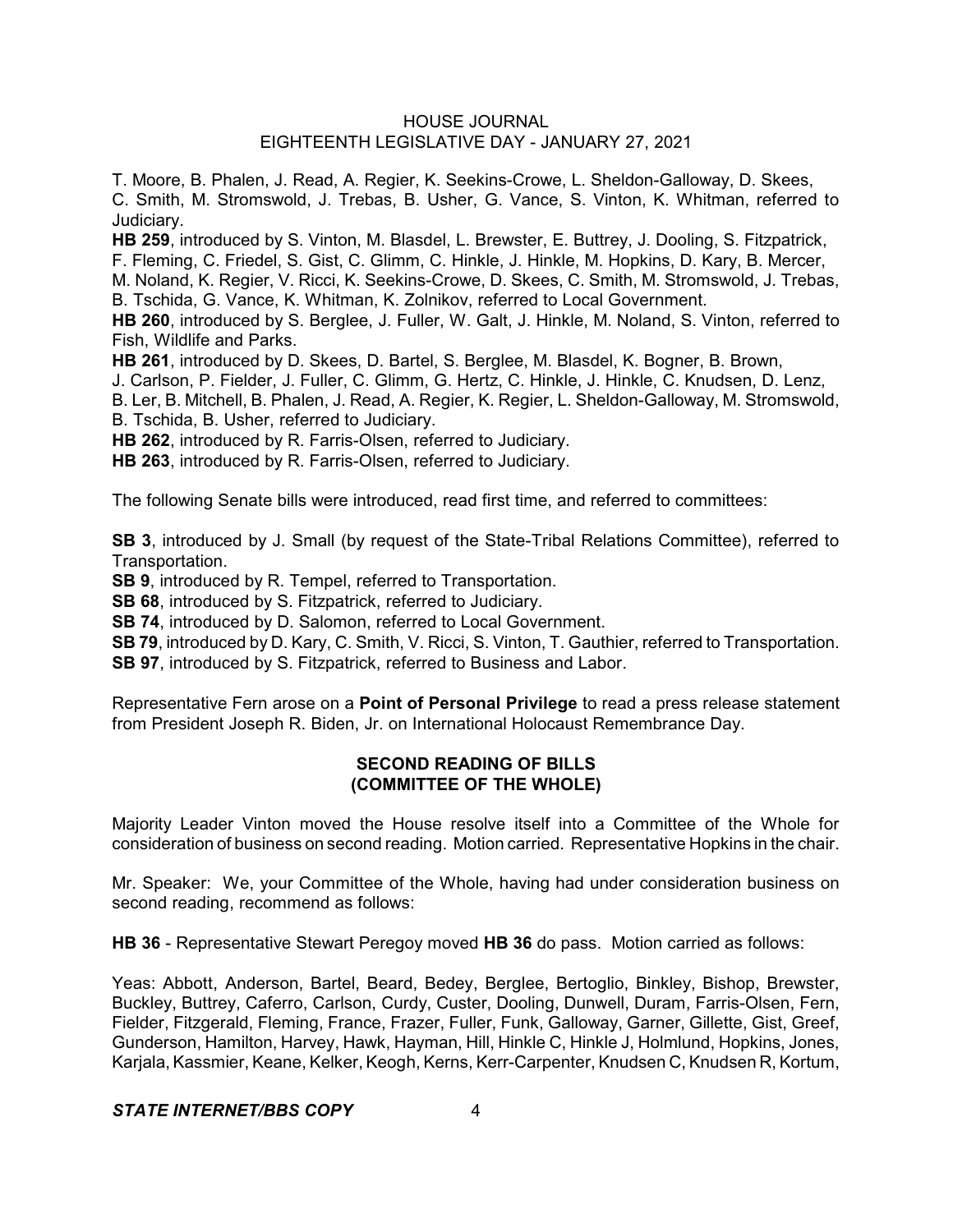T. Moore, B. Phalen, J. Read, A. Regier, K. Seekins-Crowe, L. Sheldon-Galloway, D. Skees, C. Smith, M. Stromswold, J. Trebas, B. Usher, G. Vance, S. Vinton, K. Whitman, referred to Judiciary.

**HB 259**, introduced by S. Vinton, M. Blasdel, L. Brewster, E. Buttrey, J. Dooling, S. Fitzpatrick, F. Fleming, C. Friedel, S. Gist, C. Glimm, C. Hinkle, J. Hinkle, M. Hopkins, D. Kary, B. Mercer, M. Noland, K. Regier, V. Ricci, K. Seekins-Crowe, D. Skees, C. Smith, M. Stromswold, J. Trebas, B. Tschida, G. Vance, K. Whitman, K. Zolnikov, referred to Local Government.

**HB 260**, introduced by S. Berglee, J. Fuller, W. Galt, J. Hinkle, M. Noland, S. Vinton, referred to Fish, Wildlife and Parks.

**HB 261**, introduced by D. Skees, D. Bartel, S. Berglee, M. Blasdel, K. Bogner, B. Brown, J. Carlson, P. Fielder, J. Fuller, C. Glimm, G. Hertz, C. Hinkle, J. Hinkle, C. Knudsen, D. Lenz, B. Ler, B. Mitchell, B. Phalen, J. Read, A. Regier, K. Regier, L. Sheldon-Galloway, M. Stromswold, B. Tschida, B. Usher, referred to Judiciary.

**HB 262**, introduced by R. Farris-Olsen, referred to Judiciary.

**HB 263**, introduced by R. Farris-Olsen, referred to Judiciary.

The following Senate bills were introduced, read first time, and referred to committees:

**SB 3**, introduced by J. Small (by request of the State-Tribal Relations Committee), referred to Transportation.

**SB 9**, introduced by R. Tempel, referred to Transportation.

**SB 68**, introduced by S. Fitzpatrick, referred to Judiciary.

**SB 74**, introduced by D. Salomon, referred to Local Government.

**SB 79**, introduced by D. Kary, C. Smith, V. Ricci, S. Vinton, T. Gauthier, referred to Transportation.

**SB 97**, introduced by S. Fitzpatrick, referred to Business and Labor.

Representative Fern arose on a **Point of Personal Privilege** to read a press release statement from President Joseph R. Biden, Jr. on International Holocaust Remembrance Day.

## SECOND READING OF BILLS (COMMITTEE OF THE WHOLE)

Majority Leader Vinton moved the House resolve itself into a Committee of the Whole for consideration of business on second reading. Motion carried. Representative Hopkins in the chair.

Mr. Speaker: We, your Committee of the Whole, having had under consideration business on second reading, recommend as follows:

**HB 36** - Representative Stewart Peregoy moved **HB 36** do pass. Motion carried as follows:

Yeas: Abbott, Anderson, Bartel, Beard, Bedey, Berglee, Bertoglio, Binkley, Bishop, Brewster, Buckley, Buttrey, Caferro, Carlson, Curdy, Custer, Dooling, Dunwell, Duram, Farris-Olsen, Fern, Fielder, Fitzgerald, Fleming, France, Frazer, Fuller, Funk, Galloway, Garner, Gillette, Gist, Greef, Gunderson, Hamilton, Harvey, Hawk, Hayman, Hill, Hinkle C, Hinkle J, Holmlund, Hopkins, Jones, Karjala, Kassmier, Keane, Kelker, Keogh, Kerns, Kerr-Carpenter, Knudsen C, Knudsen R, Kortum,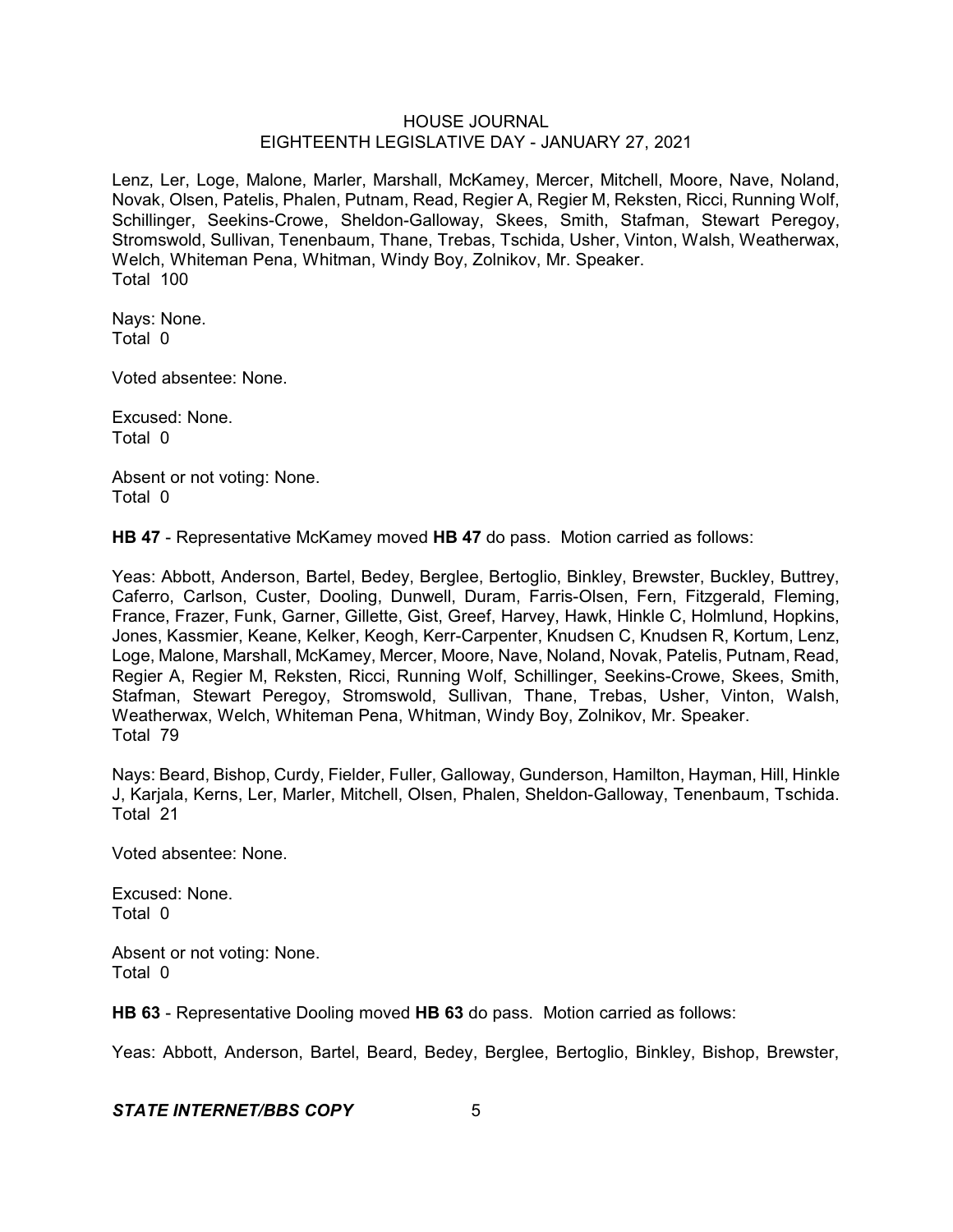Lenz, Ler, Loge, Malone, Marler, Marshall, McKamey, Mercer, Mitchell, Moore, Nave, Noland, Novak, Olsen, Patelis, Phalen, Putnam, Read, Regier A, Regier M, Reksten, Ricci, Running Wolf, Schillinger, Seekins-Crowe, Sheldon-Galloway, Skees, Smith, Stafman, Stewart Peregoy, Stromswold, Sullivan, Tenenbaum, Thane, Trebas, Tschida, Usher, Vinton, Walsh, Weatherwax, Welch, Whiteman Pena, Whitman, Windy Boy, Zolnikov, Mr. Speaker.
Total 100

Nays: None.
Total 0

Voted absentee: None.

Excused: None.
Total 0

Absent or not voting: None.
Total 0

**HB 47** - Representative McKamey moved **HB 47** do pass. Motion carried as follows:

Yeas: Abbott, Anderson, Bartel, Bedey, Berglee, Bertoglio, Binkley, Brewster, Buckley, Buttrey, Caferro, Carlson, Custer, Dooling, Dunwell, Duram, Farris-Olsen, Fern, Fitzgerald, Fleming, France, Frazer, Funk, Garner, Gillette, Gist, Greef, Harvey, Hawk, Hinkle C, Holmlund, Hopkins, Jones, Kassmier, Keane, Kelker, Keogh, Kerr-Carpenter, Knudsen C, Knudsen R, Kortum, Lenz, Loge, Malone, Marshall, McKamey, Mercer, Moore, Nave, Noland, Novak, Patelis, Putnam, Read, Regier A, Regier M, Reksten, Ricci, Running Wolf, Schillinger, Seekins-Crowe, Skees, Smith, Stafman, Stewart Peregoy, Stromswold, Sullivan, Thane, Trebas, Usher, Vinton, Walsh, Weatherwax, Welch, Whiteman Pena, Whitman, Windy Boy, Zolnikov, Mr. Speaker.
Total 79

Nays: Beard, Bishop, Curdy, Fielder, Fuller, Galloway, Gunderson, Hamilton, Hayman, Hill, Hinkle J, Karjala, Kerns, Ler, Marler, Mitchell, Olsen, Phalen, Sheldon-Galloway, Tenenbaum, Tschida.
Total 21

Voted absentee: None.

Excused: None.
Total 0

Absent or not voting: None.
Total 0

**HB 63** - Representative Dooling moved **HB 63** do pass. Motion carried as follows:

Yeas: Abbott, Anderson, Bartel, Beard, Bedey, Berglee, Bertoglio, Binkley, Bishop, Brewster,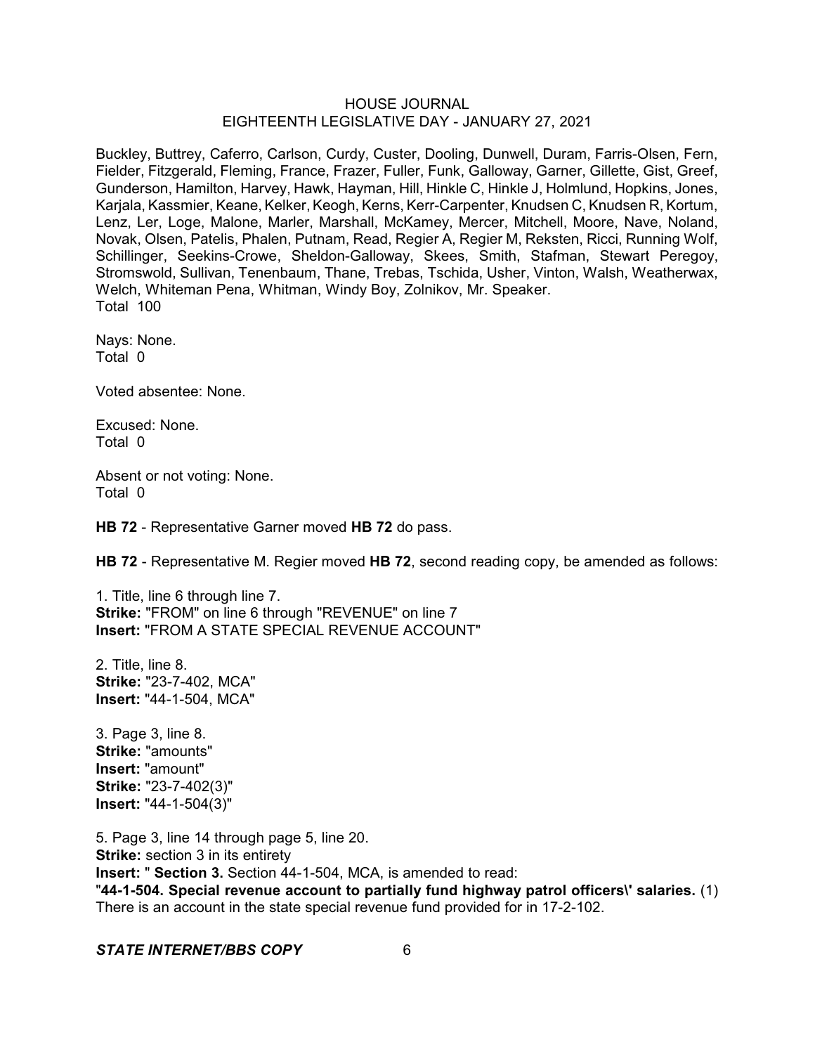Buckley, Buttrey, Caferro, Carlson, Curdy, Custer, Dooling, Dunwell, Duram, Farris-Olsen, Fern, Fielder, Fitzgerald, Fleming, France, Frazer, Fuller, Funk, Galloway, Garner, Gillette, Gist, Greef, Gunderson, Hamilton, Harvey, Hawk, Hayman, Hill, Hinkle C, Hinkle J, Holmlund, Hopkins, Jones, Karjala, Kassmier, Keane, Kelker, Keogh, Kerns, Kerr-Carpenter, Knudsen C, Knudsen R, Kortum, Lenz, Ler, Loge, Malone, Marler, Marshall, McKamey, Mercer, Mitchell, Moore, Nave, Noland, Novak, Olsen, Patelis, Phalen, Putnam, Read, Regier A, Regier M, Reksten, Ricci, Running Wolf, Schillinger, Seekins-Crowe, Sheldon-Galloway, Skees, Smith, Stafman, Stewart Peregoy, Stromswold, Sullivan, Tenenbaum, Thane, Trebas, Tschida, Usher, Vinton, Walsh, Weatherwax, Welch, Whiteman Pena, Whitman, Windy Boy, Zolnikov, Mr. Speaker.
Total 100

Nays: None.
Total 0

Voted absentee: None.

Excused: None.
Total 0

Absent or not voting: None.
Total 0

**HB 72** - Representative Garner moved **HB 72** do pass.

**HB 72** - Representative M. Regier moved **HB 72**, second reading copy, be amended as follows:

1. Title, line 6 through line 7.
**Strike:** "FROM" on line 6 through "REVENUE" on line 7
**Insert:** "FROM A STATE SPECIAL REVENUE ACCOUNT"

2. Title, line 8.
**Strike:** "23-7-402, MCA"
**Insert:** "44-1-504, MCA"

3. Page 3, line 8.
**Strike:** "amounts"
**Insert:** "amount"
**Strike:** "23-7-402(3)"
**Insert:** "44-1-504(3)"

5. Page 3, line 14 through page 5, line 20.
**Strike:** section 3 in its entirety
**Insert:** " **Section 3.** Section 44-1-504, MCA, is amended to read:
"**44-1-504. Special revenue account to partially fund highway patrol officers\' salaries.** (1) There is an account in the state special revenue fund provided for in 17-2-102.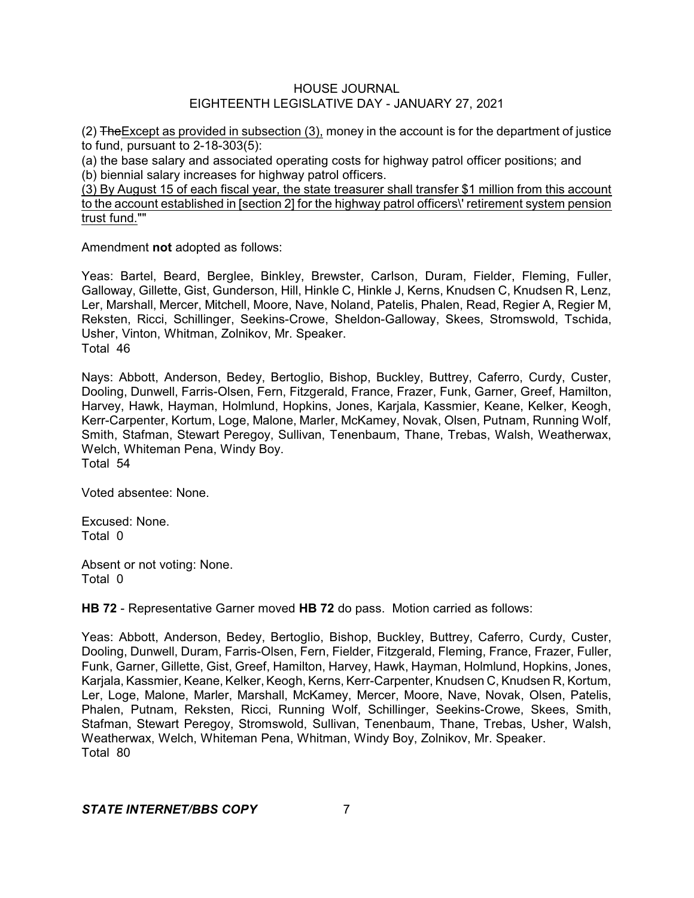(2) ~~The~~Except as provided in subsection (3), money in the account is for the department of justice to fund, pursuant to 2-18-303(5):

(a) the base salary and associated operating costs for highway patrol officer positions; and

(b) biennial salary increases for highway patrol officers.

(3) By August 15 of each fiscal year, the state treasurer shall transfer $1 million from this account to the account established in [section 2] for the highway patrol officers\' retirement system pension trust fund.""

Amendment **not** adopted as follows:

Yeas: Bartel, Beard, Berglee, Binkley, Brewster, Carlson, Duram, Fielder, Fleming, Fuller, Galloway, Gillette, Gist, Gunderson, Hill, Hinkle C, Hinkle J, Kerns, Knudsen C, Knudsen R, Lenz, Ler, Marshall, Mercer, Mitchell, Moore, Nave, Noland, Patelis, Phalen, Read, Regier A, Regier M, Reksten, Ricci, Schillinger, Seekins-Crowe, Sheldon-Galloway, Skees, Stromswold, Tschida, Usher, Vinton, Whitman, Zolnikov, Mr. Speaker.
Total 46

Nays: Abbott, Anderson, Bedey, Bertoglio, Bishop, Buckley, Buttrey, Caferro, Curdy, Custer, Dooling, Dunwell, Farris-Olsen, Fern, Fitzgerald, France, Frazer, Funk, Garner, Greef, Hamilton, Harvey, Hawk, Hayman, Holmlund, Hopkins, Jones, Karjala, Kassmier, Keane, Kelker, Keogh, Kerr-Carpenter, Kortum, Loge, Malone, Marler, McKamey, Novak, Olsen, Putnam, Running Wolf, Smith, Stafman, Stewart Peregoy, Sullivan, Tenenbaum, Thane, Trebas, Walsh, Weatherwax, Welch, Whiteman Pena, Windy Boy.
Total 54

Voted absentee: None.

Excused: None.
Total 0

Absent or not voting: None.
Total 0

**HB 72** - Representative Garner moved **HB 72** do pass. Motion carried as follows:

Yeas: Abbott, Anderson, Bedey, Bertoglio, Bishop, Buckley, Buttrey, Caferro, Curdy, Custer, Dooling, Dunwell, Duram, Farris-Olsen, Fern, Fielder, Fitzgerald, Fleming, France, Frazer, Fuller, Funk, Garner, Gillette, Gist, Greef, Hamilton, Harvey, Hawk, Hayman, Holmlund, Hopkins, Jones, Karjala, Kassmier, Keane, Kelker, Keogh, Kerns, Kerr-Carpenter, Knudsen C, Knudsen R, Kortum, Ler, Loge, Malone, Marler, Marshall, McKamey, Mercer, Moore, Nave, Novak, Olsen, Patelis, Phalen, Putnam, Reksten, Ricci, Running Wolf, Schillinger, Seekins-Crowe, Skees, Smith, Stafman, Stewart Peregoy, Stromswold, Sullivan, Tenenbaum, Thane, Trebas, Usher, Walsh, Weatherwax, Welch, Whiteman Pena, Whitman, Windy Boy, Zolnikov, Mr. Speaker.
Total 80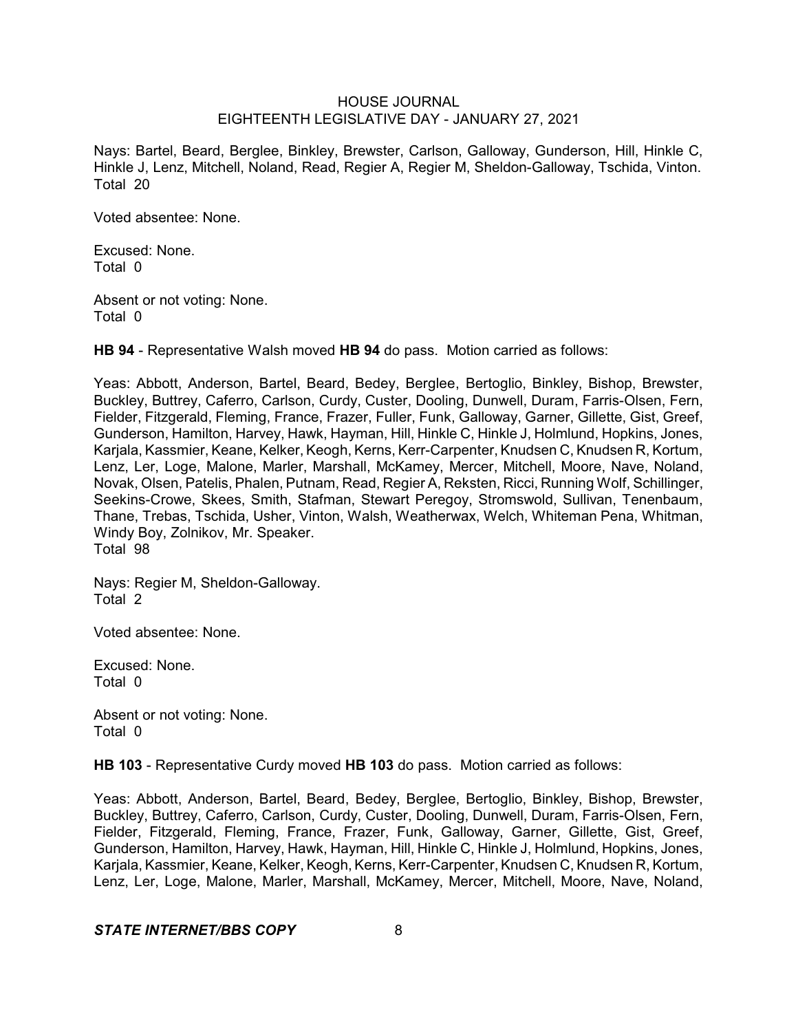Nays: Bartel, Beard, Berglee, Binkley, Brewster, Carlson, Galloway, Gunderson, Hill, Hinkle C, Hinkle J, Lenz, Mitchell, Noland, Read, Regier A, Regier M, Sheldon-Galloway, Tschida, Vinton.
Total 20

Voted absentee: None.

Excused: None.
Total 0

Absent or not voting: None.
Total 0

**HB 94** - Representative Walsh moved **HB 94** do pass. Motion carried as follows:

Yeas: Abbott, Anderson, Bartel, Beard, Bedey, Berglee, Bertoglio, Binkley, Bishop, Brewster, Buckley, Buttrey, Caferro, Carlson, Curdy, Custer, Dooling, Dunwell, Duram, Farris-Olsen, Fern, Fielder, Fitzgerald, Fleming, France, Frazer, Fuller, Funk, Galloway, Garner, Gillette, Gist, Greef, Gunderson, Hamilton, Harvey, Hawk, Hayman, Hill, Hinkle C, Hinkle J, Holmlund, Hopkins, Jones, Karjala, Kassmier, Keane, Kelker, Keogh, Kerns, Kerr-Carpenter, Knudsen C, Knudsen R, Kortum, Lenz, Ler, Loge, Malone, Marler, Marshall, McKamey, Mercer, Mitchell, Moore, Nave, Noland, Novak, Olsen, Patelis, Phalen, Putnam, Read, Regier A, Reksten, Ricci, Running Wolf, Schillinger, Seekins-Crowe, Skees, Smith, Stafman, Stewart Peregoy, Stromswold, Sullivan, Tenenbaum, Thane, Trebas, Tschida, Usher, Vinton, Walsh, Weatherwax, Welch, Whiteman Pena, Whitman, Windy Boy, Zolnikov, Mr. Speaker.
Total 98

Nays: Regier M, Sheldon-Galloway.
Total 2

Voted absentee: None.

Excused: None.
Total 0

Absent or not voting: None.
Total 0

**HB 103** - Representative Curdy moved **HB 103** do pass. Motion carried as follows:

Yeas: Abbott, Anderson, Bartel, Beard, Bedey, Berglee, Bertoglio, Binkley, Bishop, Brewster, Buckley, Buttrey, Caferro, Carlson, Curdy, Custer, Dooling, Dunwell, Duram, Farris-Olsen, Fern, Fielder, Fitzgerald, Fleming, France, Frazer, Funk, Galloway, Garner, Gillette, Gist, Greef, Gunderson, Hamilton, Harvey, Hawk, Hayman, Hill, Hinkle C, Hinkle J, Holmlund, Hopkins, Jones, Karjala, Kassmier, Keane, Kelker, Keogh, Kerns, Kerr-Carpenter, Knudsen C, Knudsen R, Kortum, Lenz, Ler, Loge, Malone, Marler, Marshall, McKamey, Mercer, Mitchell, Moore, Nave, Noland,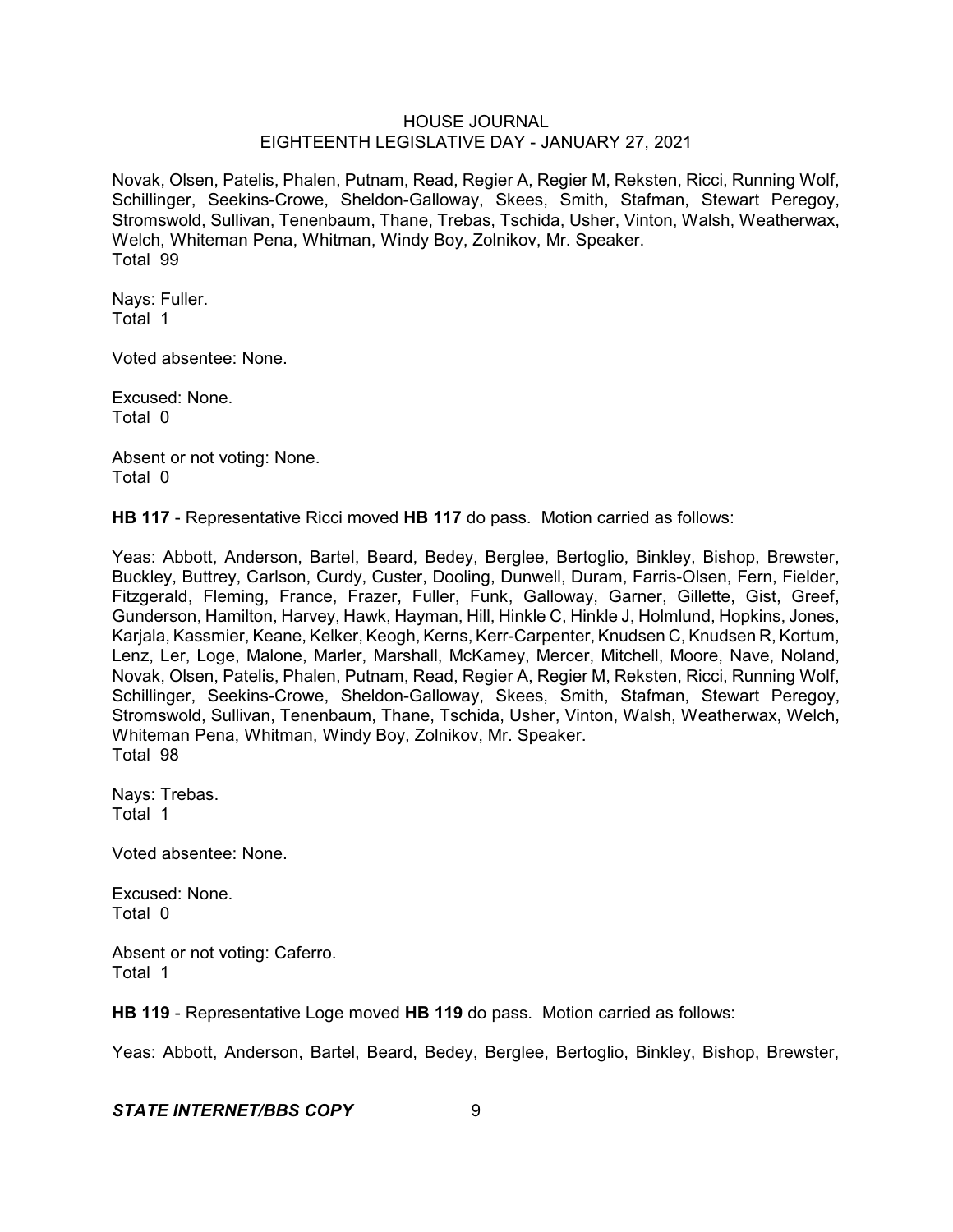Novak, Olsen, Patelis, Phalen, Putnam, Read, Regier A, Regier M, Reksten, Ricci, Running Wolf, Schillinger, Seekins-Crowe, Sheldon-Galloway, Skees, Smith, Stafman, Stewart Peregoy, Stromswold, Sullivan, Tenenbaum, Thane, Trebas, Tschida, Usher, Vinton, Walsh, Weatherwax, Welch, Whiteman Pena, Whitman, Windy Boy, Zolnikov, Mr. Speaker.
Total 99

Nays: Fuller.
Total 1

Voted absentee: None.

Excused: None.
Total 0

Absent or not voting: None.
Total 0

**HB 117** - Representative Ricci moved **HB 117** do pass. Motion carried as follows:

Yeas: Abbott, Anderson, Bartel, Beard, Bedey, Berglee, Bertoglio, Binkley, Bishop, Brewster, Buckley, Buttrey, Carlson, Curdy, Custer, Dooling, Dunwell, Duram, Farris-Olsen, Fern, Fielder, Fitzgerald, Fleming, France, Frazer, Fuller, Funk, Galloway, Garner, Gillette, Gist, Greef, Gunderson, Hamilton, Harvey, Hawk, Hayman, Hill, Hinkle C, Hinkle J, Holmlund, Hopkins, Jones, Karjala, Kassmier, Keane, Kelker, Keogh, Kerns, Kerr-Carpenter, Knudsen C, Knudsen R, Kortum, Lenz, Ler, Loge, Malone, Marler, Marshall, McKamey, Mercer, Mitchell, Moore, Nave, Noland, Novak, Olsen, Patelis, Phalen, Putnam, Read, Regier A, Regier M, Reksten, Ricci, Running Wolf, Schillinger, Seekins-Crowe, Sheldon-Galloway, Skees, Smith, Stafman, Stewart Peregoy, Stromswold, Sullivan, Tenenbaum, Thane, Tschida, Usher, Vinton, Walsh, Weatherwax, Welch, Whiteman Pena, Whitman, Windy Boy, Zolnikov, Mr. Speaker.
Total 98

Nays: Trebas.
Total 1

Voted absentee: None.

Excused: None.
Total 0

Absent or not voting: Caferro.
Total 1

**HB 119** - Representative Loge moved **HB 119** do pass. Motion carried as follows:

Yeas: Abbott, Anderson, Bartel, Beard, Bedey, Berglee, Bertoglio, Binkley, Bishop, Brewster,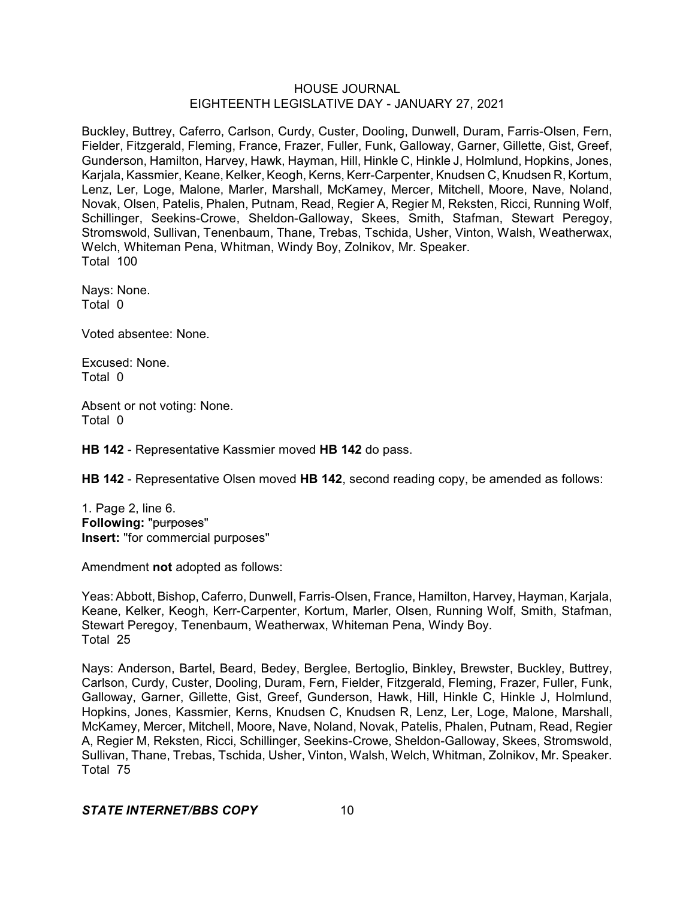Buckley, Buttrey, Caferro, Carlson, Curdy, Custer, Dooling, Dunwell, Duram, Farris-Olsen, Fern, Fielder, Fitzgerald, Fleming, France, Frazer, Fuller, Funk, Galloway, Garner, Gillette, Gist, Greef, Gunderson, Hamilton, Harvey, Hawk, Hayman, Hill, Hinkle C, Hinkle J, Holmlund, Hopkins, Jones, Karjala, Kassmier, Keane, Kelker, Keogh, Kerns, Kerr-Carpenter, Knudsen C, Knudsen R, Kortum, Lenz, Ler, Loge, Malone, Marler, Marshall, McKamey, Mercer, Mitchell, Moore, Nave, Noland, Novak, Olsen, Patelis, Phalen, Putnam, Read, Regier A, Regier M, Reksten, Ricci, Running Wolf, Schillinger, Seekins-Crowe, Sheldon-Galloway, Skees, Smith, Stafman, Stewart Peregoy, Stromswold, Sullivan, Tenenbaum, Thane, Trebas, Tschida, Usher, Vinton, Walsh, Weatherwax, Welch, Whiteman Pena, Whitman, Windy Boy, Zolnikov, Mr. Speaker.
Total 100

Nays: None.
Total 0

Voted absentee: None.

Excused: None.
Total 0

Absent or not voting: None.
Total 0

**HB 142** - Representative Kassmier moved **HB 142** do pass.

**HB 142** - Representative Olsen moved **HB 142**, second reading copy, be amended as follows:

1. Page 2, line 6.
**Following:** "~~purposes~~"
**Insert:** "for commercial purposes"

Amendment **not** adopted as follows:

Yeas: Abbott, Bishop, Caferro, Dunwell, Farris-Olsen, France, Hamilton, Harvey, Hayman, Karjala, Keane, Kelker, Keogh, Kerr-Carpenter, Kortum, Marler, Olsen, Running Wolf, Smith, Stafman, Stewart Peregoy, Tenenbaum, Weatherwax, Whiteman Pena, Windy Boy.
Total 25

Nays: Anderson, Bartel, Beard, Bedey, Berglee, Bertoglio, Binkley, Brewster, Buckley, Buttrey, Carlson, Curdy, Custer, Dooling, Duram, Fern, Fielder, Fitzgerald, Fleming, Frazer, Fuller, Funk, Galloway, Garner, Gillette, Gist, Greef, Gunderson, Hawk, Hill, Hinkle C, Hinkle J, Holmlund, Hopkins, Jones, Kassmier, Kerns, Knudsen C, Knudsen R, Lenz, Ler, Loge, Malone, Marshall, McKamey, Mercer, Mitchell, Moore, Nave, Noland, Novak, Patelis, Phalen, Putnam, Read, Regier A, Regier M, Reksten, Ricci, Schillinger, Seekins-Crowe, Sheldon-Galloway, Skees, Stromswold, Sullivan, Thane, Trebas, Tschida, Usher, Vinton, Walsh, Welch, Whitman, Zolnikov, Mr. Speaker.
Total 75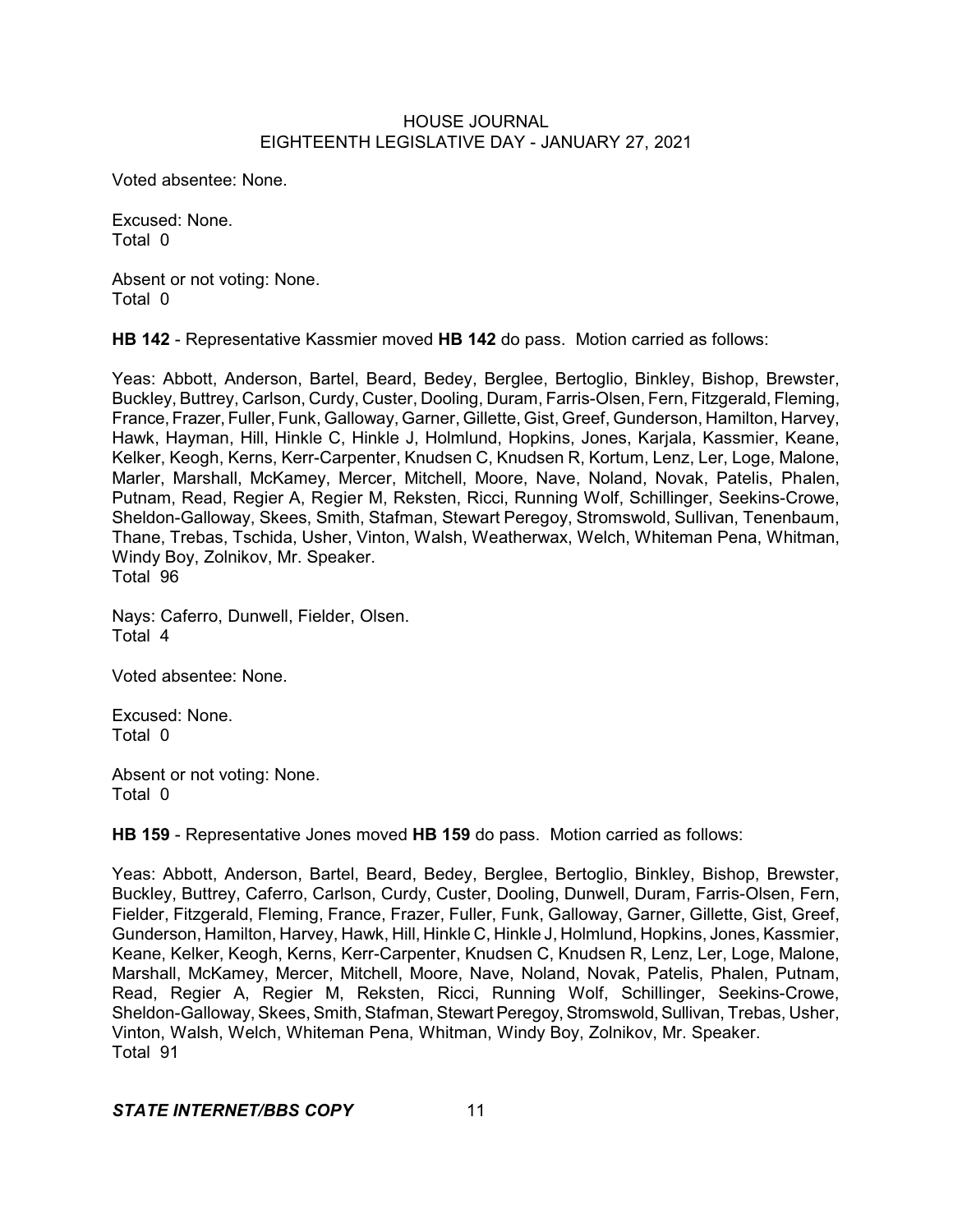Voted absentee: None.

Excused: None.
Total 0

Absent or not voting: None.
Total 0

**HB 142** - Representative Kassmier moved **HB 142** do pass. Motion carried as follows:

Yeas: Abbott, Anderson, Bartel, Beard, Bedey, Berglee, Bertoglio, Binkley, Bishop, Brewster, Buckley, Buttrey, Carlson, Curdy, Custer, Dooling, Duram, Farris-Olsen, Fern, Fitzgerald, Fleming, France, Frazer, Fuller, Funk, Galloway, Garner, Gillette, Gist, Greef, Gunderson, Hamilton, Harvey, Hawk, Hayman, Hill, Hinkle C, Hinkle J, Holmlund, Hopkins, Jones, Karjala, Kassmier, Keane, Kelker, Keogh, Kerns, Kerr-Carpenter, Knudsen C, Knudsen R, Kortum, Lenz, Ler, Loge, Malone, Marler, Marshall, McKamey, Mercer, Mitchell, Moore, Nave, Noland, Novak, Patelis, Phalen, Putnam, Read, Regier A, Regier M, Reksten, Ricci, Running Wolf, Schillinger, Seekins-Crowe, Sheldon-Galloway, Skees, Smith, Stafman, Stewart Peregoy, Stromswold, Sullivan, Tenenbaum, Thane, Trebas, Tschida, Usher, Vinton, Walsh, Weatherwax, Welch, Whiteman Pena, Whitman, Windy Boy, Zolnikov, Mr. Speaker.
Total 96

Nays: Caferro, Dunwell, Fielder, Olsen.
Total 4

Voted absentee: None.

Excused: None.
Total 0

Absent or not voting: None.
Total 0

**HB 159** - Representative Jones moved **HB 159** do pass. Motion carried as follows:

Yeas: Abbott, Anderson, Bartel, Beard, Bedey, Berglee, Bertoglio, Binkley, Bishop, Brewster, Buckley, Buttrey, Caferro, Carlson, Curdy, Custer, Dooling, Dunwell, Duram, Farris-Olsen, Fern, Fielder, Fitzgerald, Fleming, France, Frazer, Fuller, Funk, Galloway, Garner, Gillette, Gist, Greef, Gunderson, Hamilton, Harvey, Hawk, Hill, Hinkle C, Hinkle J, Holmlund, Hopkins, Jones, Kassmier, Keane, Kelker, Keogh, Kerns, Kerr-Carpenter, Knudsen C, Knudsen R, Lenz, Ler, Loge, Malone, Marshall, McKamey, Mercer, Mitchell, Moore, Nave, Noland, Novak, Patelis, Phalen, Putnam, Read, Regier A, Regier M, Reksten, Ricci, Running Wolf, Schillinger, Seekins-Crowe, Sheldon-Galloway, Skees, Smith, Stafman, Stewart Peregoy, Stromswold, Sullivan, Trebas, Usher, Vinton, Walsh, Welch, Whiteman Pena, Whitman, Windy Boy, Zolnikov, Mr. Speaker.
Total 91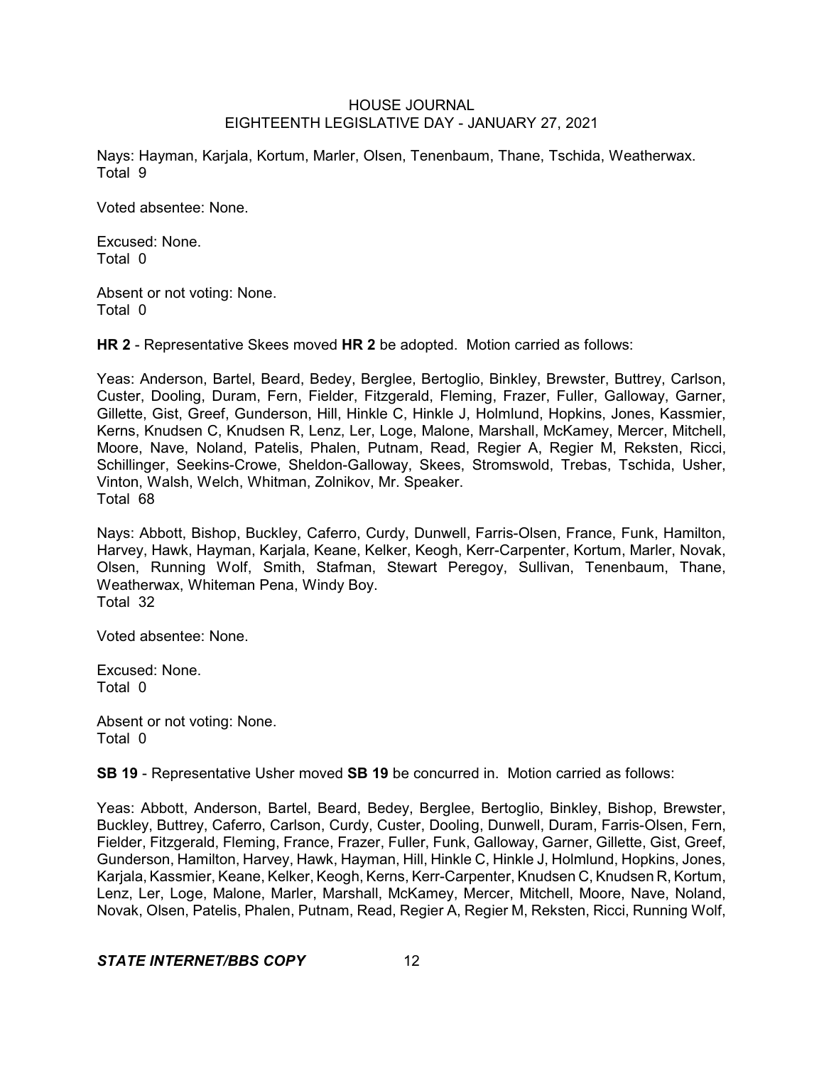Nays: Hayman, Karjala, Kortum, Marler, Olsen, Tenenbaum, Thane, Tschida, Weatherwax.
Total 9

Voted absentee: None.

Excused: None.
Total 0

Absent or not voting: None.
Total 0

**HR 2** - Representative Skees moved **HR 2** be adopted. Motion carried as follows:

Yeas: Anderson, Bartel, Beard, Bedey, Berglee, Bertoglio, Binkley, Brewster, Buttrey, Carlson, Custer, Dooling, Duram, Fern, Fielder, Fitzgerald, Fleming, Frazer, Fuller, Galloway, Garner, Gillette, Gist, Greef, Gunderson, Hill, Hinkle C, Hinkle J, Holmlund, Hopkins, Jones, Kassmier, Kerns, Knudsen C, Knudsen R, Lenz, Ler, Loge, Malone, Marshall, McKamey, Mercer, Mitchell, Moore, Nave, Noland, Patelis, Phalen, Putnam, Read, Regier A, Regier M, Reksten, Ricci, Schillinger, Seekins-Crowe, Sheldon-Galloway, Skees, Stromswold, Trebas, Tschida, Usher, Vinton, Walsh, Welch, Whitman, Zolnikov, Mr. Speaker.
Total 68

Nays: Abbott, Bishop, Buckley, Caferro, Curdy, Dunwell, Farris-Olsen, France, Funk, Hamilton, Harvey, Hawk, Hayman, Karjala, Keane, Kelker, Keogh, Kerr-Carpenter, Kortum, Marler, Novak, Olsen, Running Wolf, Smith, Stafman, Stewart Peregoy, Sullivan, Tenenbaum, Thane, Weatherwax, Whiteman Pena, Windy Boy.
Total 32

Voted absentee: None.

Excused: None.
Total 0

Absent or not voting: None.
Total 0

**SB 19** - Representative Usher moved **SB 19** be concurred in. Motion carried as follows:

Yeas: Abbott, Anderson, Bartel, Beard, Bedey, Berglee, Bertoglio, Binkley, Bishop, Brewster, Buckley, Buttrey, Caferro, Carlson, Curdy, Custer, Dooling, Dunwell, Duram, Farris-Olsen, Fern, Fielder, Fitzgerald, Fleming, France, Frazer, Fuller, Funk, Galloway, Garner, Gillette, Gist, Greef, Gunderson, Hamilton, Harvey, Hawk, Hayman, Hill, Hinkle C, Hinkle J, Holmlund, Hopkins, Jones, Karjala, Kassmier, Keane, Kelker, Keogh, Kerns, Kerr-Carpenter, Knudsen C, Knudsen R, Kortum, Lenz, Ler, Loge, Malone, Marler, Marshall, McKamey, Mercer, Mitchell, Moore, Nave, Noland, Novak, Olsen, Patelis, Phalen, Putnam, Read, Regier A, Regier M, Reksten, Ricci, Running Wolf,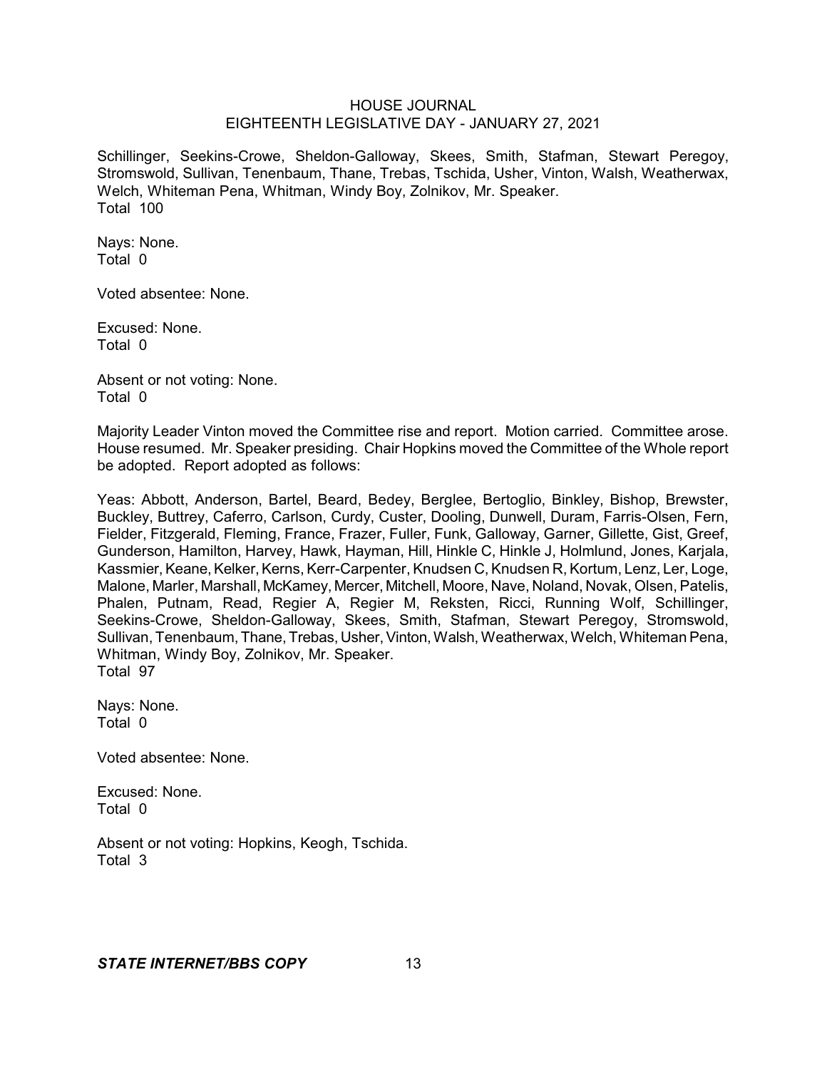Schillinger, Seekins-Crowe, Sheldon-Galloway, Skees, Smith, Stafman, Stewart Peregoy, Stromswold, Sullivan, Tenenbaum, Thane, Trebas, Tschida, Usher, Vinton, Walsh, Weatherwax, Welch, Whiteman Pena, Whitman, Windy Boy, Zolnikov, Mr. Speaker.
Total 100

Nays: None.
Total 0

Voted absentee: None.

Excused: None.
Total 0

Absent or not voting: None.
Total 0

Majority Leader Vinton moved the Committee rise and report. Motion carried. Committee arose. House resumed. Mr. Speaker presiding. Chair Hopkins moved the Committee of the Whole report be adopted. Report adopted as follows:

Yeas: Abbott, Anderson, Bartel, Beard, Bedey, Berglee, Bertoglio, Binkley, Bishop, Brewster, Buckley, Buttrey, Caferro, Carlson, Curdy, Custer, Dooling, Dunwell, Duram, Farris-Olsen, Fern, Fielder, Fitzgerald, Fleming, France, Frazer, Fuller, Funk, Galloway, Garner, Gillette, Gist, Greef, Gunderson, Hamilton, Harvey, Hawk, Hayman, Hill, Hinkle C, Hinkle J, Holmlund, Jones, Karjala, Kassmier, Keane, Kelker, Kerns, Kerr-Carpenter, Knudsen C, Knudsen R, Kortum, Lenz, Ler, Loge, Malone, Marler, Marshall, McKamey, Mercer, Mitchell, Moore, Nave, Noland, Novak, Olsen, Patelis, Phalen, Putnam, Read, Regier A, Regier M, Reksten, Ricci, Running Wolf, Schillinger, Seekins-Crowe, Sheldon-Galloway, Skees, Smith, Stafman, Stewart Peregoy, Stromswold, Sullivan, Tenenbaum, Thane, Trebas, Usher, Vinton, Walsh, Weatherwax, Welch, Whiteman Pena, Whitman, Windy Boy, Zolnikov, Mr. Speaker.
Total 97

Nays: None.
Total 0

Voted absentee: None.

Excused: None.
Total 0

Absent or not voting: Hopkins, Keogh, Tschida.
Total 3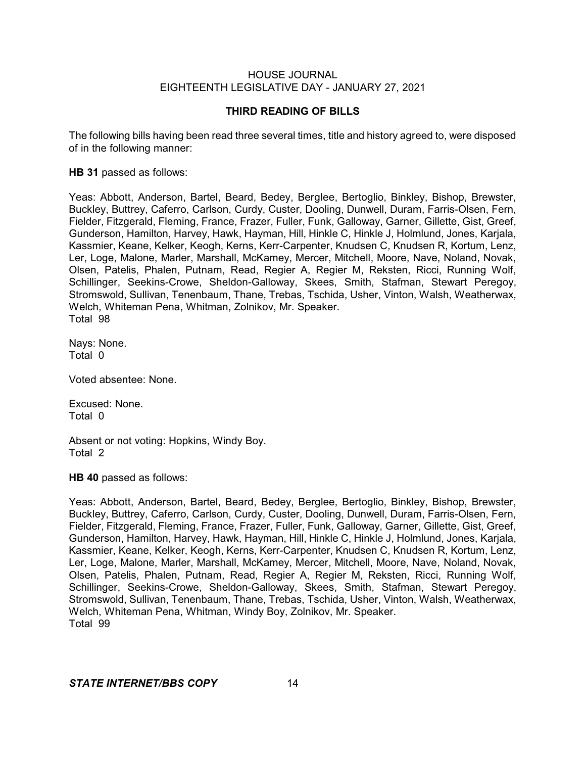## THIRD READING OF BILLS

The following bills having been read three several times, title and history agreed to, were disposed of in the following manner:

**HB 31** passed as follows:

Yeas: Abbott, Anderson, Bartel, Beard, Bedey, Berglee, Bertoglio, Binkley, Bishop, Brewster, Buckley, Buttrey, Caferro, Carlson, Curdy, Custer, Dooling, Dunwell, Duram, Farris-Olsen, Fern, Fielder, Fitzgerald, Fleming, France, Frazer, Fuller, Funk, Galloway, Garner, Gillette, Gist, Greef, Gunderson, Hamilton, Harvey, Hawk, Hayman, Hill, Hinkle C, Hinkle J, Holmlund, Jones, Karjala, Kassmier, Keane, Kelker, Keogh, Kerns, Kerr-Carpenter, Knudsen C, Knudsen R, Kortum, Lenz, Ler, Loge, Malone, Marler, Marshall, McKamey, Mercer, Mitchell, Moore, Nave, Noland, Novak, Olsen, Patelis, Phalen, Putnam, Read, Regier A, Regier M, Reksten, Ricci, Running Wolf, Schillinger, Seekins-Crowe, Sheldon-Galloway, Skees, Smith, Stafman, Stewart Peregoy, Stromswold, Sullivan, Tenenbaum, Thane, Trebas, Tschida, Usher, Vinton, Walsh, Weatherwax, Welch, Whiteman Pena, Whitman, Zolnikov, Mr. Speaker.
Total 98

Nays: None.
Total 0

Voted absentee: None.

Excused: None.
Total 0

Absent or not voting: Hopkins, Windy Boy.
Total 2

**HB 40** passed as follows:

Yeas: Abbott, Anderson, Bartel, Beard, Bedey, Berglee, Bertoglio, Binkley, Bishop, Brewster, Buckley, Buttrey, Caferro, Carlson, Curdy, Custer, Dooling, Dunwell, Duram, Farris-Olsen, Fern, Fielder, Fitzgerald, Fleming, France, Frazer, Fuller, Funk, Galloway, Garner, Gillette, Gist, Greef, Gunderson, Hamilton, Harvey, Hawk, Hayman, Hill, Hinkle C, Hinkle J, Holmlund, Jones, Karjala, Kassmier, Keane, Kelker, Keogh, Kerns, Kerr-Carpenter, Knudsen C, Knudsen R, Kortum, Lenz, Ler, Loge, Malone, Marler, Marshall, McKamey, Mercer, Mitchell, Moore, Nave, Noland, Novak, Olsen, Patelis, Phalen, Putnam, Read, Regier A, Regier M, Reksten, Ricci, Running Wolf, Schillinger, Seekins-Crowe, Sheldon-Galloway, Skees, Smith, Stafman, Stewart Peregoy, Stromswold, Sullivan, Tenenbaum, Thane, Trebas, Tschida, Usher, Vinton, Walsh, Weatherwax, Welch, Whiteman Pena, Whitman, Windy Boy, Zolnikov, Mr. Speaker.
Total 99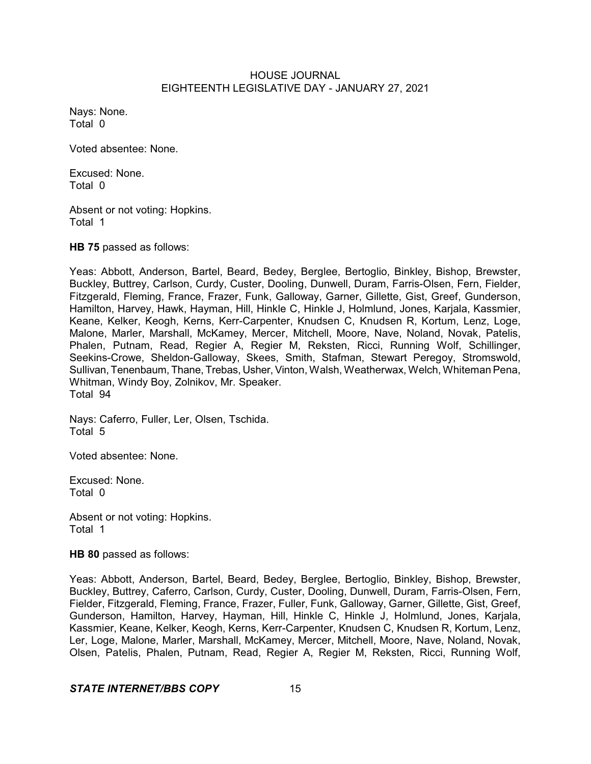Nays: None.
Total 0

Voted absentee: None.

Excused: None.
Total 0

Absent or not voting: Hopkins.
Total 1

**HB 75** passed as follows:

Yeas: Abbott, Anderson, Bartel, Beard, Bedey, Berglee, Bertoglio, Binkley, Bishop, Brewster, Buckley, Buttrey, Carlson, Curdy, Custer, Dooling, Dunwell, Duram, Farris-Olsen, Fern, Fielder, Fitzgerald, Fleming, France, Frazer, Funk, Galloway, Garner, Gillette, Gist, Greef, Gunderson, Hamilton, Harvey, Hawk, Hayman, Hill, Hinkle C, Hinkle J, Holmlund, Jones, Karjala, Kassmier, Keane, Kelker, Keogh, Kerns, Kerr-Carpenter, Knudsen C, Knudsen R, Kortum, Lenz, Loge, Malone, Marler, Marshall, McKamey, Mercer, Mitchell, Moore, Nave, Noland, Novak, Patelis, Phalen, Putnam, Read, Regier A, Regier M, Reksten, Ricci, Running Wolf, Schillinger, Seekins-Crowe, Sheldon-Galloway, Skees, Smith, Stafman, Stewart Peregoy, Stromswold, Sullivan, Tenenbaum, Thane, Trebas, Usher, Vinton, Walsh, Weatherwax, Welch, Whiteman Pena, Whitman, Windy Boy, Zolnikov, Mr. Speaker.
Total 94

Nays: Caferro, Fuller, Ler, Olsen, Tschida.
Total 5

Voted absentee: None.

Excused: None.
Total 0

Absent or not voting: Hopkins.
Total 1

**HB 80** passed as follows:

Yeas: Abbott, Anderson, Bartel, Beard, Bedey, Berglee, Bertoglio, Binkley, Bishop, Brewster, Buckley, Buttrey, Caferro, Carlson, Curdy, Custer, Dooling, Dunwell, Duram, Farris-Olsen, Fern, Fielder, Fitzgerald, Fleming, France, Frazer, Fuller, Funk, Galloway, Garner, Gillette, Gist, Greef, Gunderson, Hamilton, Harvey, Hayman, Hill, Hinkle C, Hinkle J, Holmlund, Jones, Karjala, Kassmier, Keane, Kelker, Keogh, Kerns, Kerr-Carpenter, Knudsen C, Knudsen R, Kortum, Lenz, Ler, Loge, Malone, Marler, Marshall, McKamey, Mercer, Mitchell, Moore, Nave, Noland, Novak, Olsen, Patelis, Phalen, Putnam, Read, Regier A, Regier M, Reksten, Ricci, Running Wolf,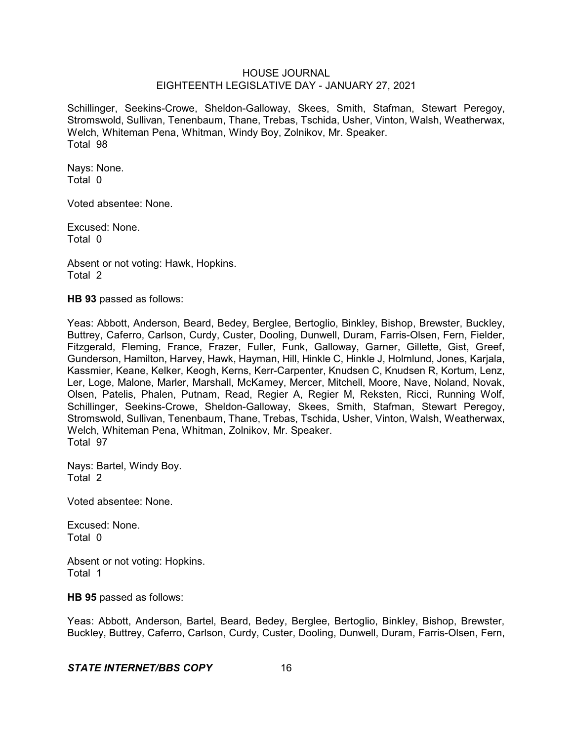Schillinger, Seekins-Crowe, Sheldon-Galloway, Skees, Smith, Stafman, Stewart Peregoy, Stromswold, Sullivan, Tenenbaum, Thane, Trebas, Tschida, Usher, Vinton, Walsh, Weatherwax, Welch, Whiteman Pena, Whitman, Windy Boy, Zolnikov, Mr. Speaker.
Total 98

Nays: None.
Total 0

Voted absentee: None.

Excused: None.
Total 0

Absent or not voting: Hawk, Hopkins.
Total 2

**HB 93** passed as follows:

Yeas: Abbott, Anderson, Beard, Bedey, Berglee, Bertoglio, Binkley, Bishop, Brewster, Buckley, Buttrey, Caferro, Carlson, Curdy, Custer, Dooling, Dunwell, Duram, Farris-Olsen, Fern, Fielder, Fitzgerald, Fleming, France, Frazer, Fuller, Funk, Galloway, Garner, Gillette, Gist, Greef, Gunderson, Hamilton, Harvey, Hawk, Hayman, Hill, Hinkle C, Hinkle J, Holmlund, Jones, Karjala, Kassmier, Keane, Kelker, Keogh, Kerns, Kerr-Carpenter, Knudsen C, Knudsen R, Kortum, Lenz, Ler, Loge, Malone, Marler, Marshall, McKamey, Mercer, Mitchell, Moore, Nave, Noland, Novak, Olsen, Patelis, Phalen, Putnam, Read, Regier A, Regier M, Reksten, Ricci, Running Wolf, Schillinger, Seekins-Crowe, Sheldon-Galloway, Skees, Smith, Stafman, Stewart Peregoy, Stromswold, Sullivan, Tenenbaum, Thane, Trebas, Tschida, Usher, Vinton, Walsh, Weatherwax, Welch, Whiteman Pena, Whitman, Zolnikov, Mr. Speaker.
Total 97

Nays: Bartel, Windy Boy.
Total 2

Voted absentee: None.

Excused: None.
Total 0

Absent or not voting: Hopkins.
Total 1

**HB 95** passed as follows:

Yeas: Abbott, Anderson, Bartel, Beard, Bedey, Berglee, Bertoglio, Binkley, Bishop, Brewster, Buckley, Buttrey, Caferro, Carlson, Curdy, Custer, Dooling, Dunwell, Duram, Farris-Olsen, Fern,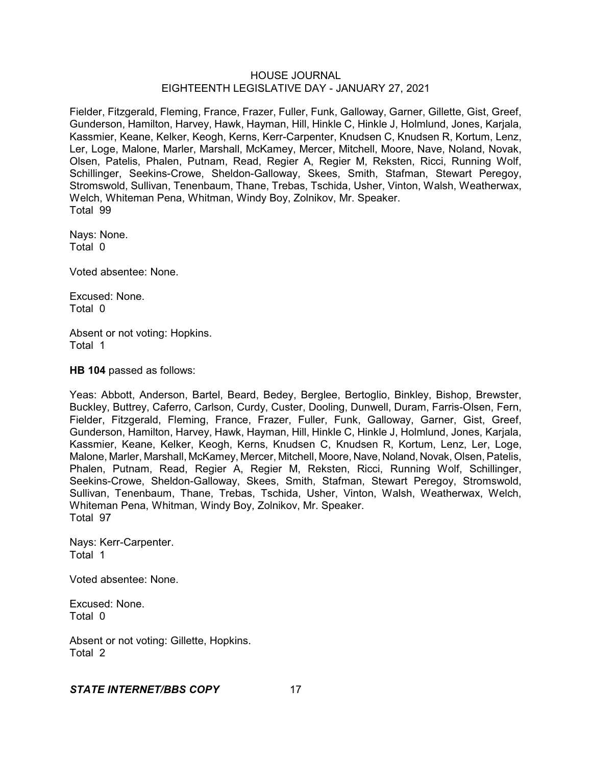Fielder, Fitzgerald, Fleming, France, Frazer, Fuller, Funk, Galloway, Garner, Gillette, Gist, Greef, Gunderson, Hamilton, Harvey, Hawk, Hayman, Hill, Hinkle C, Hinkle J, Holmlund, Jones, Karjala, Kassmier, Keane, Kelker, Keogh, Kerns, Kerr-Carpenter, Knudsen C, Knudsen R, Kortum, Lenz, Ler, Loge, Malone, Marler, Marshall, McKamey, Mercer, Mitchell, Moore, Nave, Noland, Novak, Olsen, Patelis, Phalen, Putnam, Read, Regier A, Regier M, Reksten, Ricci, Running Wolf, Schillinger, Seekins-Crowe, Sheldon-Galloway, Skees, Smith, Stafman, Stewart Peregoy, Stromswold, Sullivan, Tenenbaum, Thane, Trebas, Tschida, Usher, Vinton, Walsh, Weatherwax, Welch, Whiteman Pena, Whitman, Windy Boy, Zolnikov, Mr. Speaker.
Total 99

Nays: None.
Total 0

Voted absentee: None.

Excused: None.
Total 0

Absent or not voting: Hopkins.
Total 1

**HB 104** passed as follows:

Yeas: Abbott, Anderson, Bartel, Beard, Bedey, Berglee, Bertoglio, Binkley, Bishop, Brewster, Buckley, Buttrey, Caferro, Carlson, Curdy, Custer, Dooling, Dunwell, Duram, Farris-Olsen, Fern, Fielder, Fitzgerald, Fleming, France, Frazer, Fuller, Funk, Galloway, Garner, Gist, Greef, Gunderson, Hamilton, Harvey, Hawk, Hayman, Hill, Hinkle C, Hinkle J, Holmlund, Jones, Karjala, Kassmier, Keane, Kelker, Keogh, Kerns, Knudsen C, Knudsen R, Kortum, Lenz, Ler, Loge, Malone, Marler, Marshall, McKamey, Mercer, Mitchell, Moore, Nave, Noland, Novak, Olsen, Patelis, Phalen, Putnam, Read, Regier A, Regier M, Reksten, Ricci, Running Wolf, Schillinger, Seekins-Crowe, Sheldon-Galloway, Skees, Smith, Stafman, Stewart Peregoy, Stromswold, Sullivan, Tenenbaum, Thane, Trebas, Tschida, Usher, Vinton, Walsh, Weatherwax, Welch, Whiteman Pena, Whitman, Windy Boy, Zolnikov, Mr. Speaker.
Total 97

Nays: Kerr-Carpenter.
Total 1

Voted absentee: None.

Excused: None.
Total 0

Absent or not voting: Gillette, Hopkins.
Total 2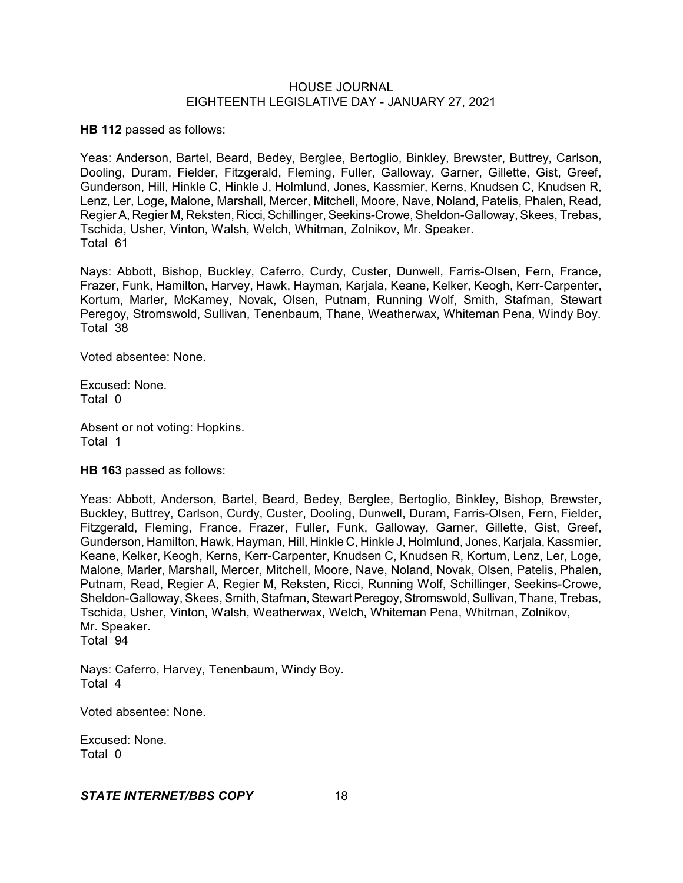**HB 112** passed as follows:

Yeas: Anderson, Bartel, Beard, Bedey, Berglee, Bertoglio, Binkley, Brewster, Buttrey, Carlson, Dooling, Duram, Fielder, Fitzgerald, Fleming, Fuller, Galloway, Garner, Gillette, Gist, Greef, Gunderson, Hill, Hinkle C, Hinkle J, Holmlund, Jones, Kassmier, Kerns, Knudsen C, Knudsen R, Lenz, Ler, Loge, Malone, Marshall, Mercer, Mitchell, Moore, Nave, Noland, Patelis, Phalen, Read, Regier A, Regier M, Reksten, Ricci, Schillinger, Seekins-Crowe, Sheldon-Galloway, Skees, Trebas, Tschida, Usher, Vinton, Walsh, Welch, Whitman, Zolnikov, Mr. Speaker.
Total 61

Nays: Abbott, Bishop, Buckley, Caferro, Curdy, Custer, Dunwell, Farris-Olsen, Fern, France, Frazer, Funk, Hamilton, Harvey, Hawk, Hayman, Karjala, Keane, Kelker, Keogh, Kerr-Carpenter, Kortum, Marler, McKamey, Novak, Olsen, Putnam, Running Wolf, Smith, Stafman, Stewart Peregoy, Stromswold, Sullivan, Tenenbaum, Thane, Weatherwax, Whiteman Pena, Windy Boy.
Total 38

Voted absentee: None.

Excused: None.
Total 0

Absent or not voting: Hopkins.
Total 1

**HB 163** passed as follows:

Yeas: Abbott, Anderson, Bartel, Beard, Bedey, Berglee, Bertoglio, Binkley, Bishop, Brewster, Buckley, Buttrey, Carlson, Curdy, Custer, Dooling, Dunwell, Duram, Farris-Olsen, Fern, Fielder, Fitzgerald, Fleming, France, Frazer, Fuller, Funk, Galloway, Garner, Gillette, Gist, Greef, Gunderson, Hamilton, Hawk, Hayman, Hill, Hinkle C, Hinkle J, Holmlund, Jones, Karjala, Kassmier, Keane, Kelker, Keogh, Kerns, Kerr-Carpenter, Knudsen C, Knudsen R, Kortum, Lenz, Ler, Loge, Malone, Marler, Marshall, Mercer, Mitchell, Moore, Nave, Noland, Novak, Olsen, Patelis, Phalen, Putnam, Read, Regier A, Regier M, Reksten, Ricci, Running Wolf, Schillinger, Seekins-Crowe, Sheldon-Galloway, Skees, Smith, Stafman, Stewart Peregoy, Stromswold, Sullivan, Thane, Trebas, Tschida, Usher, Vinton, Walsh, Weatherwax, Welch, Whiteman Pena, Whitman, Zolnikov, Mr. Speaker.
Total 94

Nays: Caferro, Harvey, Tenenbaum, Windy Boy.
Total 4

Voted absentee: None.

Excused: None.
Total 0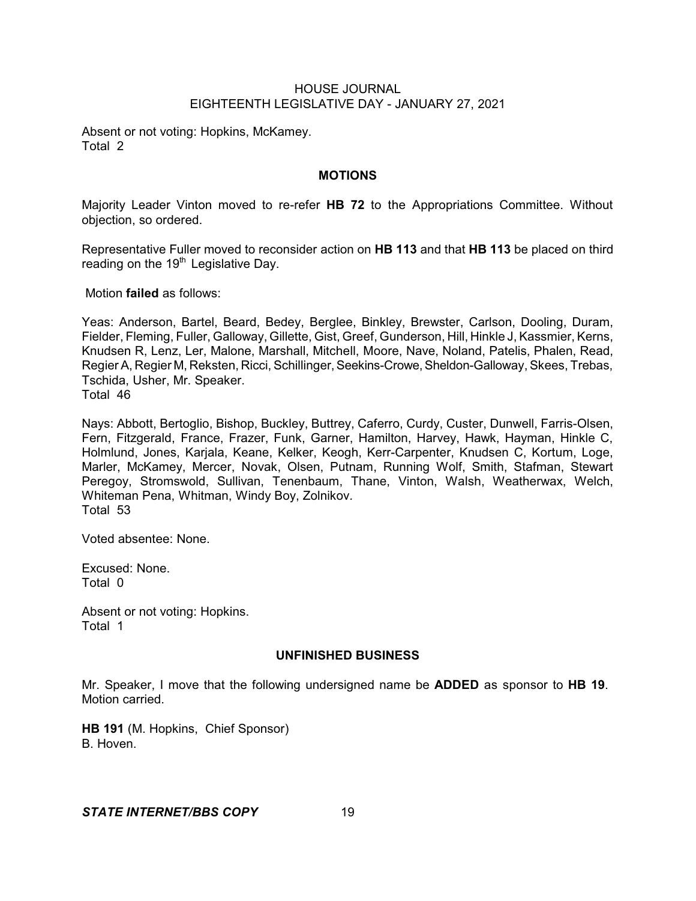Absent or not voting: Hopkins, McKamey.
Total 2

## MOTIONS

Majority Leader Vinton moved to re-refer **HB 72** to the Appropriations Committee. Without objection, so ordered.

Representative Fuller moved to reconsider action on **HB 113** and that **HB 113** be placed on third reading on the 19th Legislative Day.

Motion **failed** as follows:

Yeas: Anderson, Bartel, Beard, Bedey, Berglee, Binkley, Brewster, Carlson, Dooling, Duram, Fielder, Fleming, Fuller, Galloway, Gillette, Gist, Greef, Gunderson, Hill, Hinkle J, Kassmier, Kerns, Knudsen R, Lenz, Ler, Malone, Marshall, Mitchell, Moore, Nave, Noland, Patelis, Phalen, Read, Regier A, Regier M, Reksten, Ricci, Schillinger, Seekins-Crowe, Sheldon-Galloway, Skees, Trebas, Tschida, Usher, Mr. Speaker.
Total 46

Nays: Abbott, Bertoglio, Bishop, Buckley, Buttrey, Caferro, Curdy, Custer, Dunwell, Farris-Olsen, Fern, Fitzgerald, France, Frazer, Funk, Garner, Hamilton, Harvey, Hawk, Hayman, Hinkle C, Holmlund, Jones, Karjala, Keane, Kelker, Keogh, Kerr-Carpenter, Knudsen C, Kortum, Loge, Marler, McKamey, Mercer, Novak, Olsen, Putnam, Running Wolf, Smith, Stafman, Stewart Peregoy, Stromswold, Sullivan, Tenenbaum, Thane, Vinton, Walsh, Weatherwax, Welch, Whiteman Pena, Whitman, Windy Boy, Zolnikov.
Total 53

Voted absentee: None.

Excused: None.
Total 0

Absent or not voting: Hopkins.
Total 1

## UNFINISHED BUSINESS

Mr. Speaker, I move that the following undersigned name be **ADDED** as sponsor to **HB 19**. Motion carried.

**HB 191** (M. Hopkins, Chief Sponsor)
B. Hoven.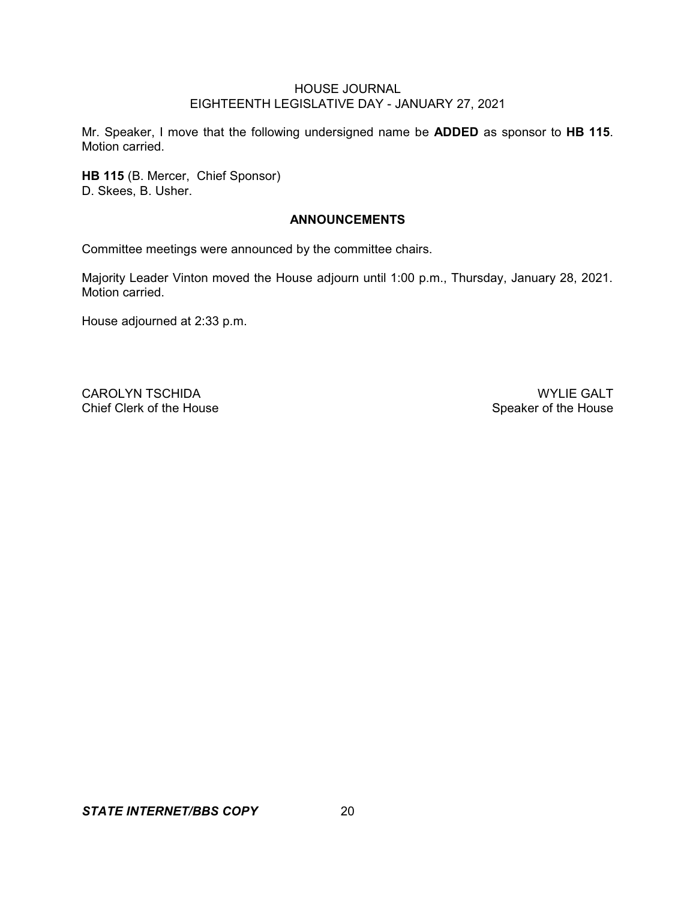Mr. Speaker, I move that the following undersigned name be **ADDED** as sponsor to **HB 115**. Motion carried.

**HB 115** (B. Mercer, Chief Sponsor)
D. Skees, B. Usher.

## ANNOUNCEMENTS

Committee meetings were announced by the committee chairs.

Majority Leader Vinton moved the House adjourn until 1:00 p.m., Thursday, January 28, 2021. Motion carried.

House adjourned at 2:33 p.m.

CAROLYN TSCHIDA
Chief Clerk of the House

WYLIE GALT
Speaker of the House